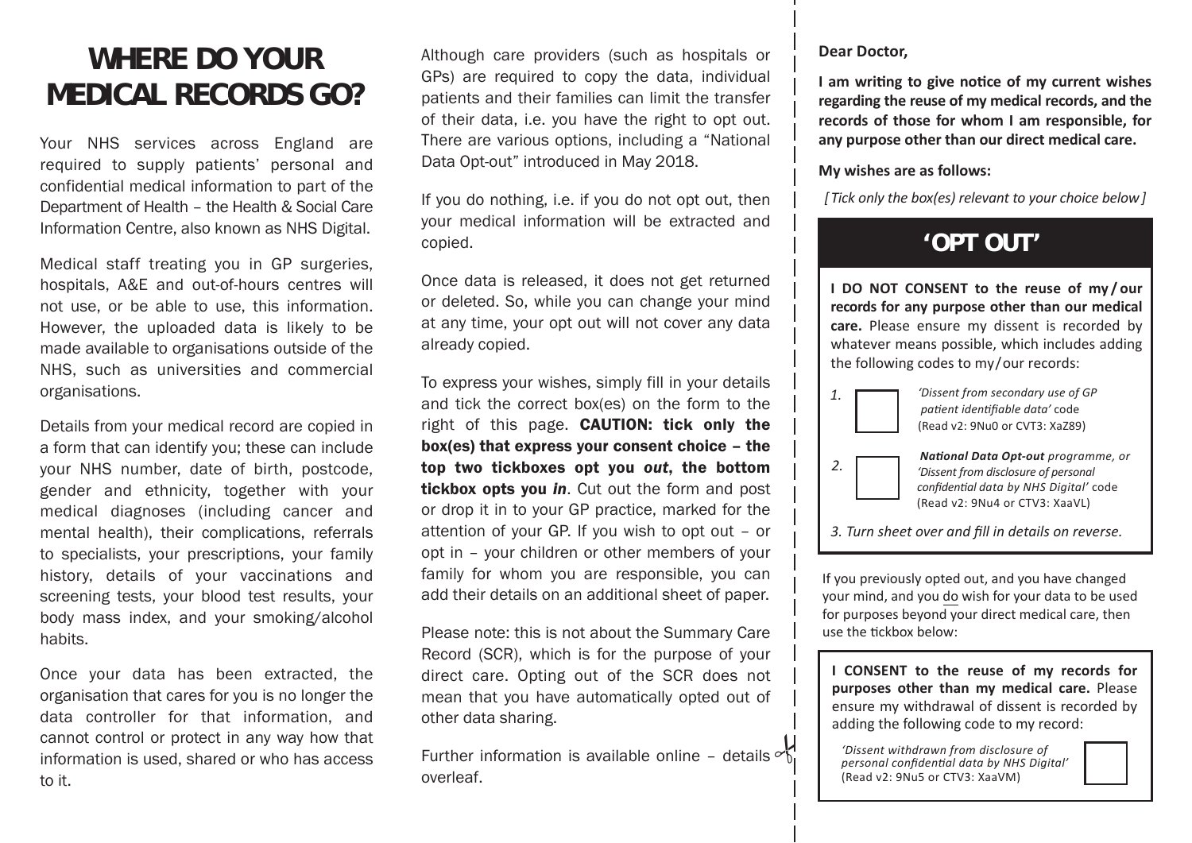# WHERE DO YOUR MEDICAL RECORDS GO?

Your NHS services across England are required to supply patients' personal and confidential medical information to part of the Department of Health – the Health & Social Care Information Centre, also known as NHS Digital.

Medical staff treating you in GP surgeries, hospitals, A&E and out-of-hours centres will not use, or be able to use, this information. However, the uploaded data is likely to be made available to organisations outside of the NHS, such as universities and commercial organisations.

Details from your medical record are copied in a form that can identify you; these can include your NHS number, date of birth, postcode, gender and ethnicity, together with your medical diagnoses (including cancer and mental health), their complications, referrals to specialists, your prescriptions, your family history, details of your vaccinations and screening tests, your blood test results, your body mass index, and your smoking/alcohol habits.

Once your data has been extracted, the organisation that cares for you is no longer the data controller for that information, and cannot control or protect in any way how that information is used, shared or who has access to it.

Although care providers (such as hospitals or GPs) are required to copy the data, individual patients and their families can limit the transfer of their data, i.e. you have the right to opt out. There are various options, including a "National Data Opt-out" introduced in May 2018.

If you do nothing, i.e. if you do not opt out, then your medical information will be extracted and copied.

Once data is released, it does not get returned or deleted. So, while you can change your mind at any time, your opt out will not cover any data already copied.

To express your wishes, simply fill in your details and tick the correct box(es) on the form to the right of this page. **CAUTION: tick only the box(es) that express your consent choice – the top two tickboxes opt you *out*, the bottom tickbox opts you *in***. Cut out the form and post or drop it in to your GP practice, marked for the attention of your GP. If you wish to opt out – or opt in – your children or other members of your family for whom you are responsible, you can add their details on an additional sheet of paper.

Please note: this is not about the Summary Care Record (SCR), which is for the purpose of your direct care. Opting out of the SCR does not mean that you have automatically opted out of other data sharing.

Further information is available online – details overleaf.

**Dear Doctor,**

**I am writing to give notice of my current wishes regarding the reuse of my medical records, and the records of those for whom I am responsible, for any purpose other than our direct medical care.**

**My wishes are as follows:**

*[ Tick only the box(es) relevant to your choice below ]*

## 'OPT OUT'

**I DO NOT CONSENT to the reuse of my / our records for any purpose other than our medical care.** Please ensure my dissent is recorded by whatever means possible, which includes adding the following codes to my / our records:

1. ☐ *'Dissent from secondary use of GP patient identifiable data'* code (Read v2: 9Nu0 or CVT3: XaZ89)

2. ☐ ***National Data Opt-out** programme, or 'Dissent from disclosure of personal confidential data by NHS Digital'* code (Read v2: 9Nu4 or CTV3: XaaVL)

*3. Turn sheet over and fill in details on reverse.*

If you previously opted out, and you have changed your mind, and you do wish for your data to be used for purposes beyond your direct medical care, then use the tickbox below:

**I CONSENT to the reuse of my records for purposes other than my medical care.** Please ensure my withdrawal of dissent is recorded by adding the following code to my record:

☐ *'Dissent withdrawn from disclosure of personal confidential data by NHS Digital'* (Read v2: 9Nu5 or CTV3: XaaVM)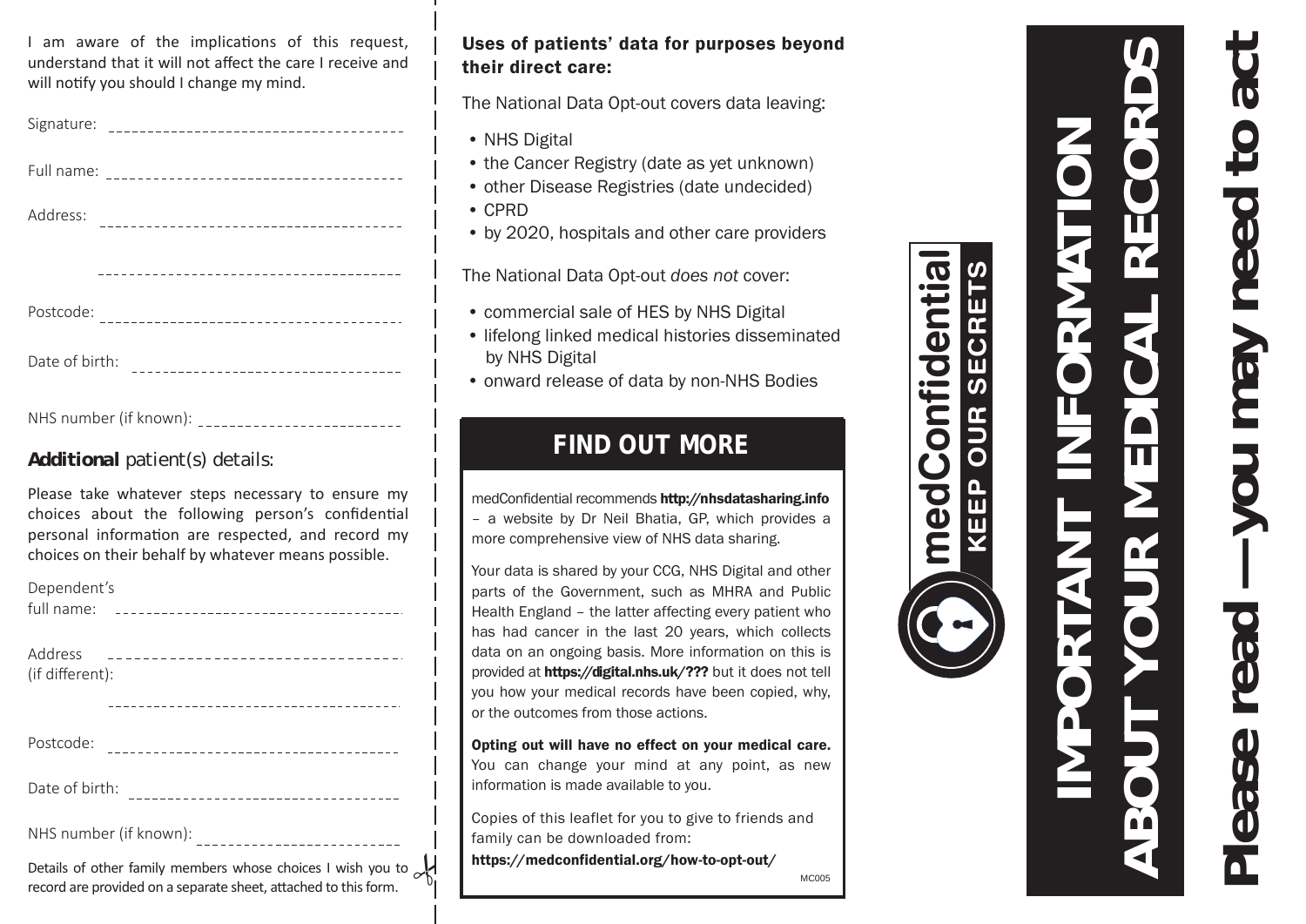I am aware of the implications of this request, understand that it will not affect the care I receive and will notify you should I change my mind.

Signature: ____________________

Full name: ____________________

Address: ____________________

____________________

Postcode: ____________________

Date of birth: ____________________

NHS number (if known): ____________________

## **Additional** patient(s) details:

Please take whatever steps necessary to ensure my choices about the following person's confidential personal information are respected, and record my choices on their behalf by whatever means possible.

Dependent's full name: ____________________

Address (if different): ____________________

____________________

Postcode: ____________________

Date of birth: ____________________

NHS number (if known): ____________________

Details of other family members whose choices I wish you to record are provided on a separate sheet, attached to this form.

## Uses of patients' data for purposes beyond their direct care:

The National Data Opt-out covers data leaving:

- NHS Digital
- the Cancer Registry (date as yet unknown)
- other Disease Registries (date undecided)
- CPRD
- by 2020, hospitals and other care providers

The National Data Opt-out *does not* cover:

- commercial sale of HES by NHS Digital
- lifelong linked medical histories disseminated by NHS Digital
- onward release of data by non-NHS Bodies

## FIND OUT MORE

medConfidential recommends **http://nhsdatasharing.info** – a website by Dr Neil Bhatia, GP, which provides a more comprehensive view of NHS data sharing.

Your data is shared by your CCG, NHS Digital and other parts of the Government, such as MHRA and Public Health England – the latter affecting every patient who has had cancer in the last 20 years, which collects data on an ongoing basis. More information on this is provided at **https://digital.nhs.uk/???** but it does not tell you how your medical records have been copied, why, or the outcomes from those actions.

**Opting out will have no effect on your medical care.** You can change your mind at any point, as new information is made available to you.

Copies of this leaflet for you to give to friends and family can be downloaded from:

**https://medconfidential.org/how-to-opt-out/**

MC005

medConfidential

KEEP OUR SECRETS

# IMPORTANT INFORMATION ABOUT YOUR MEDICAL RECORDS

## Please read — you may need to act